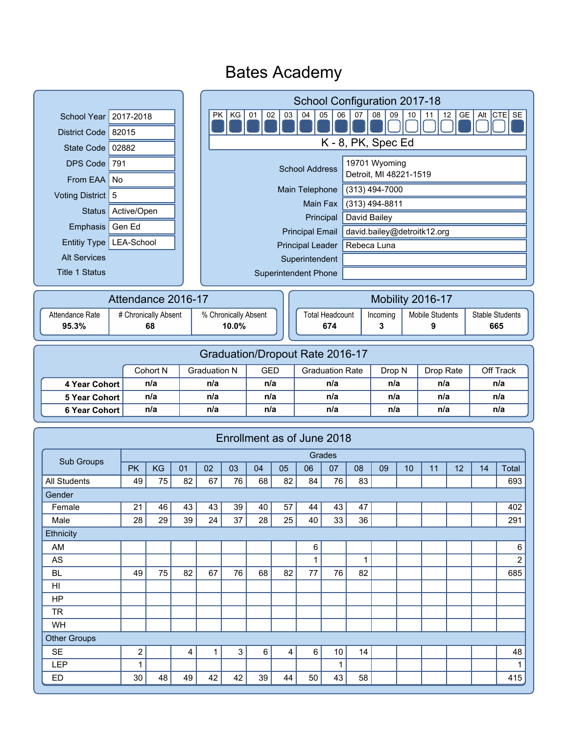# Bates Academy

| | |
|---|---|
| School Year | 2017-2018 |
| District Code | 82015 |
| State Code | 02882 |
| DPS Code | 791 |
| From EAA | No |
| Voting District | 5 |
| Status | Active/Open |
| Emphasis | Gen Ed |
| Entitiy Type | LEA-School |
| Alt Services | |
| Title 1 Status | |

## School Configuration 2017-18

| PK | KG | 01 | 02 | 03 | 04 | 05 | 06 | 07 | 08 | 09 | 10 | 11 | 12 | GE | Alt | CTE | SE |
|---|---|---|---|---|---|---|---|---|---|---|---|---|---|---|---|---|---|
| ■ | ■ | ■ | ■ | ■ | ■ | ■ | ■ | ■ | ■ | □ | □ | □ | □ | ■ | □ | □ | ■ |

K - 8, PK, Spec Ed

| | |
|---|---|
| School Address | 19701 Wyoming<br>Detroit, MI 48221-1519 |
| Main Telephone | (313) 494-7000 |
| Main Fax | (313) 494-8811 |
| Principal | David Bailey |
| Principal Email | david.bailey@detroitk12.org |
| Principal Leader | Rebeca Luna |
| Superintendent | |
| Superintendent Phone | |

## Attendance 2016-17

| Attendance Rate | # Chronically Absent | % Chronically Absent |
|---|---|---|
| 95.3% | 68 | 10.0% |

## Mobility 2016-17

| Total Headcount | Incoming | Mobile Students | Stable Students |
|---|---|---|---|
| 674 | 3 | 9 | 665 |

## Graduation/Dropout Rate 2016-17

| | Cohort N | Graduation N | GED | Graduation Rate | Drop N | Drop Rate | Off Track |
|---|---|---|---|---|---|---|---|
| **4 Year Cohort** | n/a | n/a | n/a | n/a | n/a | n/a | n/a |
| **5 Year Cohort** | n/a | n/a | n/a | n/a | n/a | n/a | n/a |
| **6 Year Cohort** | n/a | n/a | n/a | n/a | n/a | n/a | n/a |

## Enrollment as of June 2018

| Sub Groups | Grades | | | | | | | | | | | | | | |
|---|---|---|---|---|---|---|---|---|---|---|---|---|---|---|---|
| | PK | KG | 01 | 02 | 03 | 04 | 05 | 06 | 07 | 08 | 09 | 10 | 11 | 12 | 14 | Total |
| All Students | 49 | 75 | 82 | 67 | 76 | 68 | 82 | 84 | 76 | 83 | | | | | | 693 |
| Gender | | | | | | | | | | | | | | | | |
| Female | 21 | 46 | 43 | 43 | 39 | 40 | 57 | 44 | 43 | 47 | | | | | | 402 |
| Male | 28 | 29 | 39 | 24 | 37 | 28 | 25 | 40 | 33 | 36 | | | | | | 291 |
| Ethnicity | | | | | | | | | | | | | | | | |
| AM | | | | | | | | 6 | | | | | | | | 6 |
| AS | | | | | | | | 1 | | 1 | | | | | | 2 |
| BL | 49 | 75 | 82 | 67 | 76 | 68 | 82 | 77 | 76 | 82 | | | | | | 685 |
| HI | | | | | | | | | | | | | | | | |
| HP | | | | | | | | | | | | | | | | |
| TR | | | | | | | | | | | | | | | | |
| WH | | | | | | | | | | | | | | | | |
| Other Groups | | | | | | | | | | | | | | | | |
| SE | 2 | | 4 | 1 | 3 | 6 | 4 | 6 | 10 | 14 | | | | | | 48 |
| LEP | 1 | | | | | | | | 1 | | | | | | | 1 |
| ED | 30 | 48 | 49 | 42 | 42 | 39 | 44 | 50 | 43 | 58 | | | | | | 415 |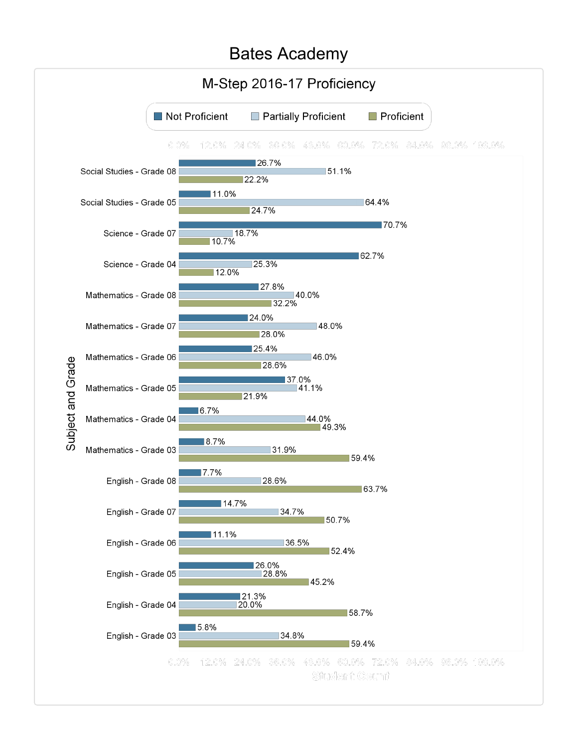# Bates Academy

## M-Step 2016-17 Proficiency

Not Proficient
Partially Proficient
Proficient

0.0% 12.0% 24.0% 36.0% 48.0% 60.0% 72.0% 84.0% 96.0% 108.0%

Subject and Grade

Social Studies - Grade 08
26.7%
51.1%
22.2%

Social Studies - Grade 05
11.0%
64.4%
24.7%

Science - Grade 07
70.7%
18.7%
10.7%

Science - Grade 04
62.7%
25.3%
12.0%

Mathematics - Grade 08
27.8%
40.0%
32.2%

Mathematics - Grade 07
24.0%
48.0%
28.0%

Mathematics - Grade 06
25.4%
46.0%
28.6%

Mathematics - Grade 05
37.0%
41.1%
21.9%

Mathematics - Grade 04
6.7%
44.0%
49.3%

Mathematics - Grade 03
8.7%
31.9%
59.4%

English - Grade 08
7.7%
28.6%
63.7%

English - Grade 07
14.7%
34.7%
50.7%

English - Grade 06
11.1%
36.5%
52.4%

English - Grade 05
26.0%
28.8%
45.2%

English - Grade 04
21.3%
20.0%
58.7%

English - Grade 03
5.8%
34.8%
59.4%

0.0% 12.0% 24.0% 36.0% 48.0% 60.0% 72.0% 84.0% 96.0% 108.0%

Student Count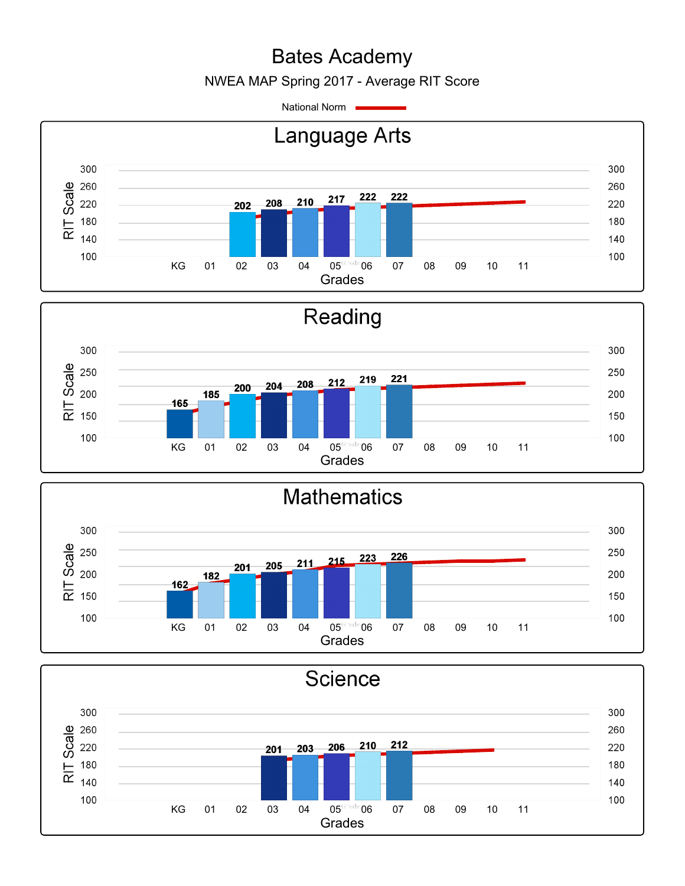# Bates Academy

NWEA MAP Spring 2017 - Average RIT Score

National Norm

## Language Arts

RIT Scale

300
260
220
180
140
100

202 208 210 217 222 222

KG 01 02 03 04 05 06 07 08 09 10 11

Grades

## Reading

RIT Scale

300
250
200
150
100

165 185 200 204 208 212 219 221

KG 01 02 03 04 05 06 07 08 09 10 11

Grades

## Mathematics

RIT Scale

300
250
200
150
100

162 182 201 205 211 215 223 226

KG 01 02 03 04 05 06 07 08 09 10 11

Grades

## Science

RIT Scale

300
260
220
180
140
100

201 203 206 210 212

KG 01 02 03 04 05 06 07 08 09 10 11

Grades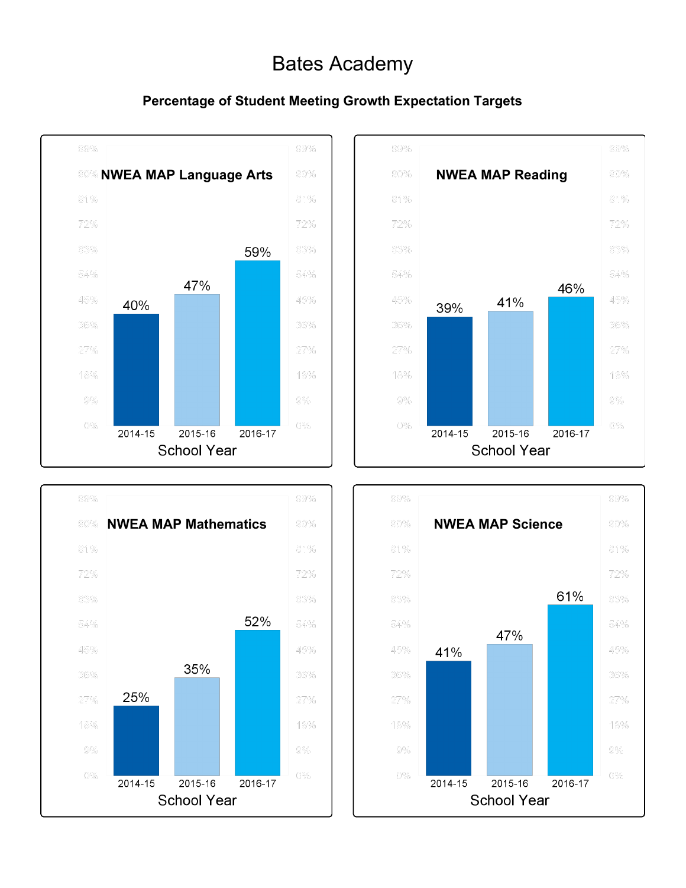# Bates Academy

**Percentage of Student Meeting Growth Expectation Targets**

**NWEA MAP Language Arts**

40%
47%
59%

2014-15
2015-16
2016-17

School Year

**NWEA MAP Reading**

39%
41%
46%

2014-15
2015-16
2016-17

School Year

**NWEA MAP Mathematics**

25%
35%
52%

2014-15
2015-16
2016-17

School Year

**NWEA MAP Science**

41%
47%
61%

2014-15
2015-16
2016-17

School Year